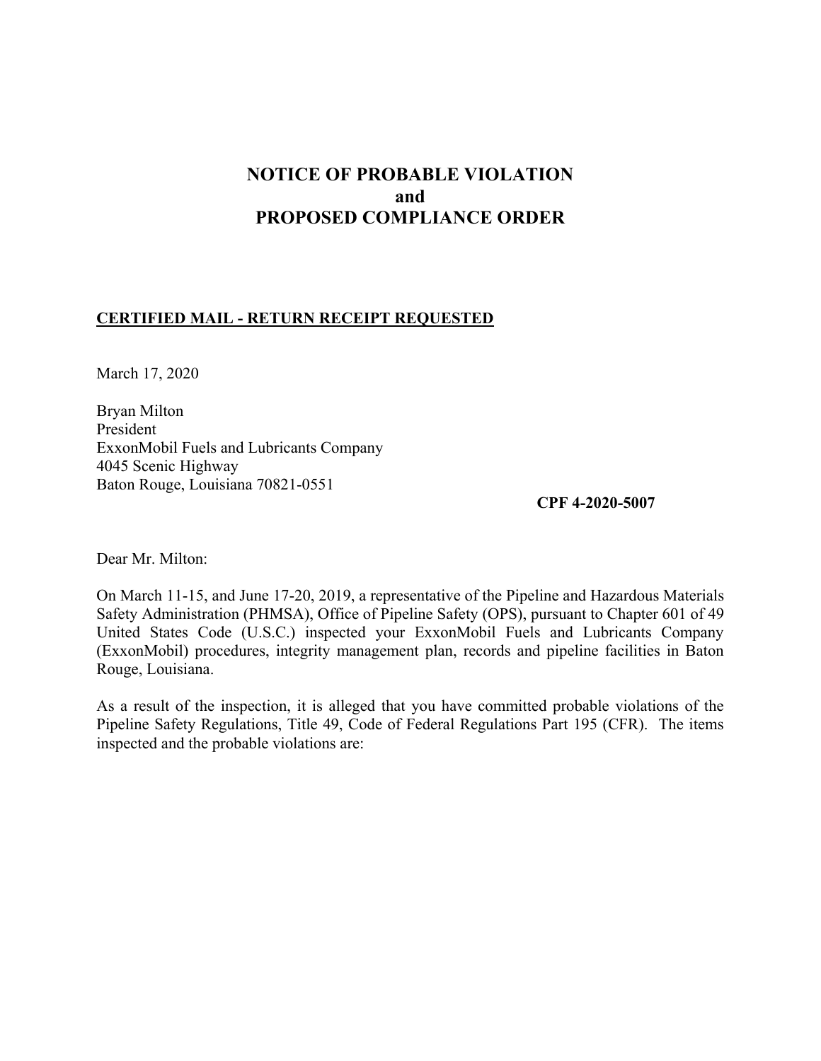# NOTICE OF PROBABLE VIOLATION
# and
# PROPOSED COMPLIANCE ORDER

**CERTIFIED MAIL - RETURN RECEIPT REQUESTED**

March 17, 2020

Bryan Milton
President
ExxonMobil Fuels and Lubricants Company
4045 Scenic Highway
Baton Rouge, Louisiana 70821-0551

**CPF 4-2020-5007**

Dear Mr. Milton:

On March 11-15, and June 17-20, 2019, a representative of the Pipeline and Hazardous Materials Safety Administration (PHMSA), Office of Pipeline Safety (OPS), pursuant to Chapter 601 of 49 United States Code (U.S.C.) inspected your ExxonMobil Fuels and Lubricants Company (ExxonMobil) procedures, integrity management plan, records and pipeline facilities in Baton Rouge, Louisiana.

As a result of the inspection, it is alleged that you have committed probable violations of the Pipeline Safety Regulations, Title 49, Code of Federal Regulations Part 195 (CFR). The items inspected and the probable violations are: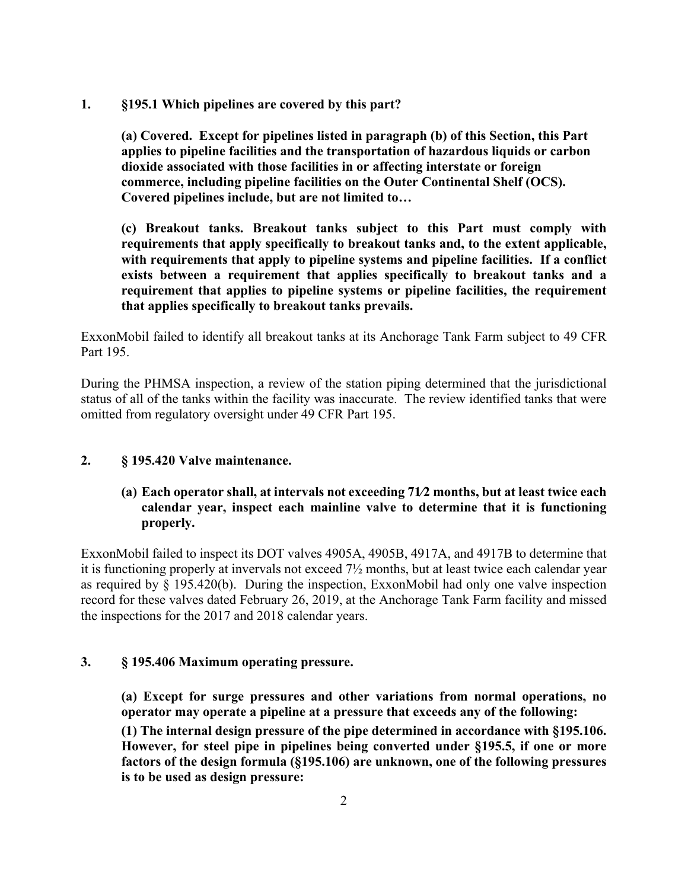**1. §195.1 Which pipelines are covered by this part?**

> **(a) Covered. Except for pipelines listed in paragraph (b) of this Section, this Part applies to pipeline facilities and the transportation of hazardous liquids or carbon dioxide associated with those facilities in or affecting interstate or foreign commerce, including pipeline facilities on the Outer Continental Shelf (OCS). Covered pipelines include, but are not limited to…**
>
> **(c) Breakout tanks. Breakout tanks subject to this Part must comply with requirements that apply specifically to breakout tanks and, to the extent applicable, with requirements that apply to pipeline systems and pipeline facilities. If a conflict exists between a requirement that applies specifically to breakout tanks and a requirement that applies to pipeline systems or pipeline facilities, the requirement that applies specifically to breakout tanks prevails.**

ExxonMobil failed to identify all breakout tanks at its Anchorage Tank Farm subject to 49 CFR Part 195.

During the PHMSA inspection, a review of the station piping determined that the jurisdictional status of all of the tanks within the facility was inaccurate. The review identified tanks that were omitted from regulatory oversight under 49 CFR Part 195.

**2. § 195.420 Valve maintenance.**

> **(a) Each operator shall, at intervals not exceeding 7½ months, but at least twice each calendar year, inspect each mainline valve to determine that it is functioning properly.**

ExxonMobil failed to inspect its DOT valves 4905A, 4905B, 4917A, and 4917B to determine that it is functioning properly at invervals not exceed 7½ months, but at least twice each calendar year as required by § 195.420(b). During the inspection, ExxonMobil had only one valve inspection record for these valves dated February 26, 2019, at the Anchorage Tank Farm facility and missed the inspections for the 2017 and 2018 calendar years.

**3. § 195.406 Maximum operating pressure.**

> **(a) Except for surge pressures and other variations from normal operations, no operator may operate a pipeline at a pressure that exceeds any of the following:**
>
> **(1) The internal design pressure of the pipe determined in accordance with §195.106. However, for steel pipe in pipelines being converted under §195.5, if one or more factors of the design formula (§195.106) are unknown, one of the following pressures is to be used as design pressure:**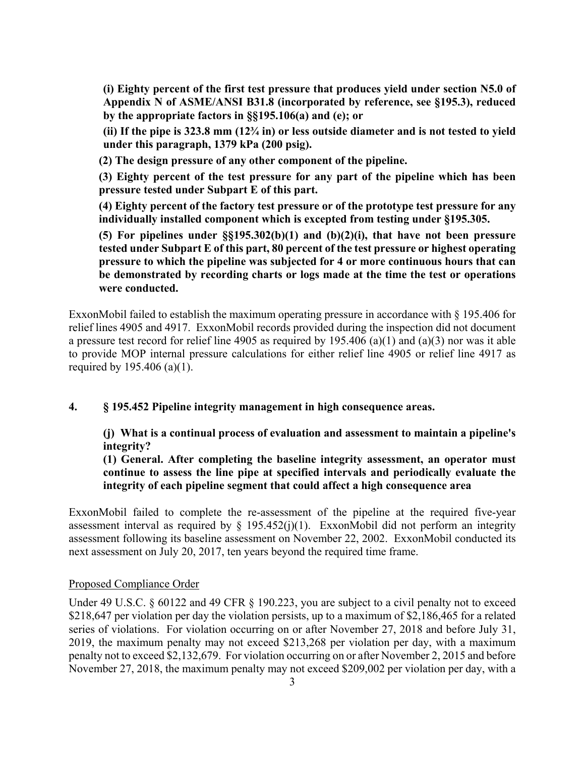**(i) Eighty percent of the first test pressure that produces yield under section N5.0 of Appendix N of ASME/ANSI B31.8 (incorporated by reference, see §195.3), reduced by the appropriate factors in §§195.106(a) and (e); or**

**(ii) If the pipe is 323.8 mm (12¾ in) or less outside diameter and is not tested to yield under this paragraph, 1379 kPa (200 psig).**

**(2) The design pressure of any other component of the pipeline.**

**(3) Eighty percent of the test pressure for any part of the pipeline which has been pressure tested under Subpart E of this part.**

**(4) Eighty percent of the factory test pressure or of the prototype test pressure for any individually installed component which is excepted from testing under §195.305.**

**(5) For pipelines under §§195.302(b)(1) and (b)(2)(i), that have not been pressure tested under Subpart E of this part, 80 percent of the test pressure or highest operating pressure to which the pipeline was subjected for 4 or more continuous hours that can be demonstrated by recording charts or logs made at the time the test or operations were conducted.**

ExxonMobil failed to establish the maximum operating pressure in accordance with § 195.406 for relief lines 4905 and 4917. ExxonMobil records provided during the inspection did not document a pressure test record for relief line 4905 as required by 195.406 (a)(1) and (a)(3) nor was it able to provide MOP internal pressure calculations for either relief line 4905 or relief line 4917 as required by 195.406 (a)(1).

**4. § 195.452 Pipeline integrity management in high consequence areas.**

**(j) What is a continual process of evaluation and assessment to maintain a pipeline's integrity?**

**(1) General. After completing the baseline integrity assessment, an operator must continue to assess the line pipe at specified intervals and periodically evaluate the integrity of each pipeline segment that could affect a high consequence area**

ExxonMobil failed to complete the re-assessment of the pipeline at the required five-year assessment interval as required by § 195.452(j)(1). ExxonMobil did not perform an integrity assessment following its baseline assessment on November 22, 2002. ExxonMobil conducted its next assessment on July 20, 2017, ten years beyond the required time frame.

<u>Proposed Compliance Order</u>

Under 49 U.S.C. § 60122 and 49 CFR § 190.223, you are subject to a civil penalty not to exceed $218,647 per violation per day the violation persists, up to a maximum of $2,186,465 for a related series of violations. For violation occurring on or after November 27, 2018 and before July 31, 2019, the maximum penalty may not exceed $213,268 per violation per day, with a maximum penalty not to exceed $2,132,679. For violation occurring on or after November 2, 2015 and before November 27, 2018, the maximum penalty may not exceed $209,002 per violation per day, with a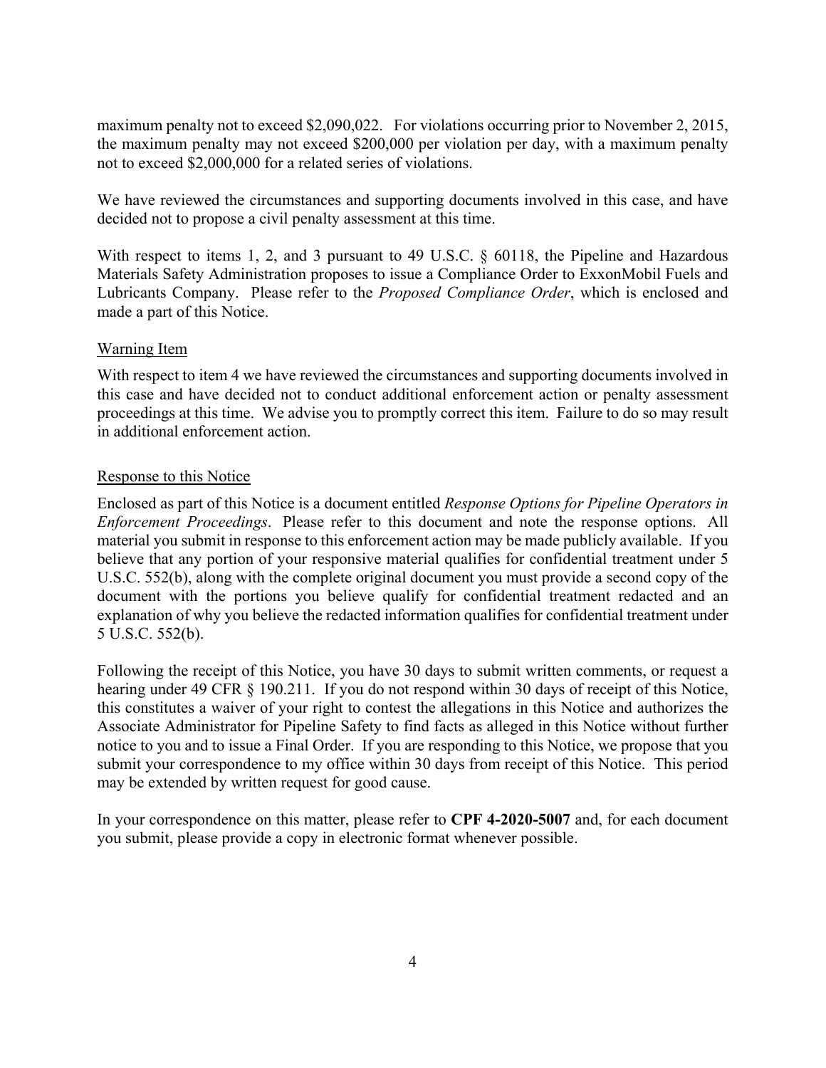maximum penalty not to exceed $2,090,022. For violations occurring prior to November 2, 2015, the maximum penalty may not exceed $200,000 per violation per day, with a maximum penalty not to exceed $2,000,000 for a related series of violations.

We have reviewed the circumstances and supporting documents involved in this case, and have decided not to propose a civil penalty assessment at this time.

With respect to items 1, 2, and 3 pursuant to 49 U.S.C. § 60118, the Pipeline and Hazardous Materials Safety Administration proposes to issue a Compliance Order to ExxonMobil Fuels and Lubricants Company. Please refer to the *Proposed Compliance Order*, which is enclosed and made a part of this Notice.

Warning Item

With respect to item 4 we have reviewed the circumstances and supporting documents involved in this case and have decided not to conduct additional enforcement action or penalty assessment proceedings at this time. We advise you to promptly correct this item. Failure to do so may result in additional enforcement action.

Response to this Notice

Enclosed as part of this Notice is a document entitled *Response Options for Pipeline Operators in Enforcement Proceedings*. Please refer to this document and note the response options. All material you submit in response to this enforcement action may be made publicly available. If you believe that any portion of your responsive material qualifies for confidential treatment under 5 U.S.C. 552(b), along with the complete original document you must provide a second copy of the document with the portions you believe qualify for confidential treatment redacted and an explanation of why you believe the redacted information qualifies for confidential treatment under 5 U.S.C. 552(b).

Following the receipt of this Notice, you have 30 days to submit written comments, or request a hearing under 49 CFR § 190.211. If you do not respond within 30 days of receipt of this Notice, this constitutes a waiver of your right to contest the allegations in this Notice and authorizes the Associate Administrator for Pipeline Safety to find facts as alleged in this Notice without further notice to you and to issue a Final Order. If you are responding to this Notice, we propose that you submit your correspondence to my office within 30 days from receipt of this Notice. This period may be extended by written request for good cause.

In your correspondence on this matter, please refer to **CPF 4-2020-5007** and, for each document you submit, please provide a copy in electronic format whenever possible.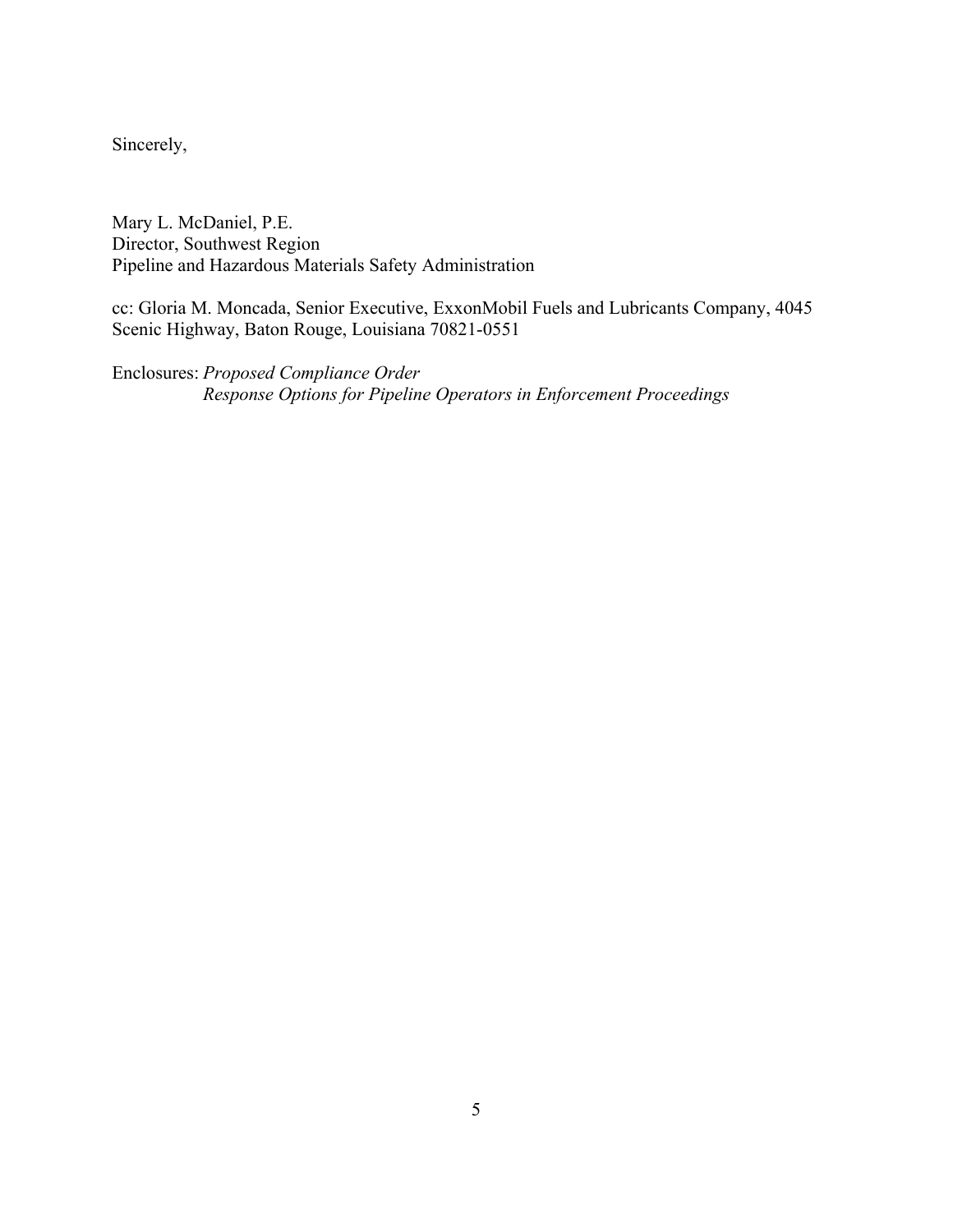Sincerely,

Mary L. McDaniel, P.E.
Director, Southwest Region
Pipeline and Hazardous Materials Safety Administration

cc: Gloria M. Moncada, Senior Executive, ExxonMobil Fuels and Lubricants Company, 4045 Scenic Highway, Baton Rouge, Louisiana 70821-0551

Enclosures: *Proposed Compliance Order*
*Response Options for Pipeline Operators in Enforcement Proceedings*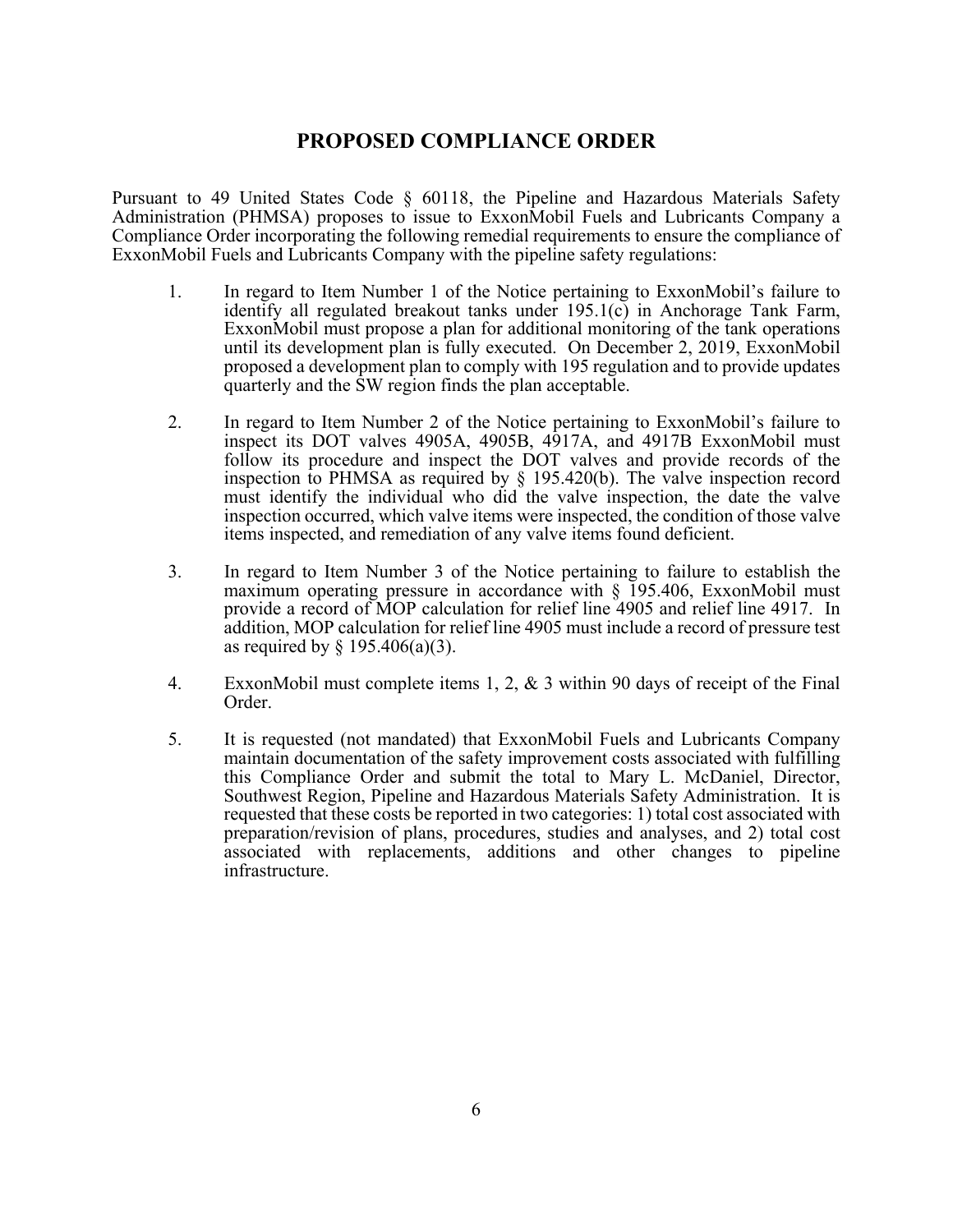## PROPOSED COMPLIANCE ORDER

Pursuant to 49 United States Code § 60118, the Pipeline and Hazardous Materials Safety Administration (PHMSA) proposes to issue to ExxonMobil Fuels and Lubricants Company a Compliance Order incorporating the following remedial requirements to ensure the compliance of ExxonMobil Fuels and Lubricants Company with the pipeline safety regulations:

1. In regard to Item Number 1 of the Notice pertaining to ExxonMobil's failure to identify all regulated breakout tanks under 195.1(c) in Anchorage Tank Farm, ExxonMobil must propose a plan for additional monitoring of the tank operations until its development plan is fully executed. On December 2, 2019, ExxonMobil proposed a development plan to comply with 195 regulation and to provide updates quarterly and the SW region finds the plan acceptable.

2. In regard to Item Number 2 of the Notice pertaining to ExxonMobil's failure to inspect its DOT valves 4905A, 4905B, 4917A, and 4917B ExxonMobil must follow its procedure and inspect the DOT valves and provide records of the inspection to PHMSA as required by § 195.420(b). The valve inspection record must identify the individual who did the valve inspection, the date the valve inspection occurred, which valve items were inspected, the condition of those valve items inspected, and remediation of any valve items found deficient.

3. In regard to Item Number 3 of the Notice pertaining to failure to establish the maximum operating pressure in accordance with § 195.406, ExxonMobil must provide a record of MOP calculation for relief line 4905 and relief line 4917. In addition, MOP calculation for relief line 4905 must include a record of pressure test as required by § 195.406(a)(3).

4. ExxonMobil must complete items 1, 2, & 3 within 90 days of receipt of the Final Order.

5. It is requested (not mandated) that ExxonMobil Fuels and Lubricants Company maintain documentation of the safety improvement costs associated with fulfilling this Compliance Order and submit the total to Mary L. McDaniel, Director, Southwest Region, Pipeline and Hazardous Materials Safety Administration. It is requested that these costs be reported in two categories: 1) total cost associated with preparation/revision of plans, procedures, studies and analyses, and 2) total cost associated with replacements, additions and other changes to pipeline infrastructure.